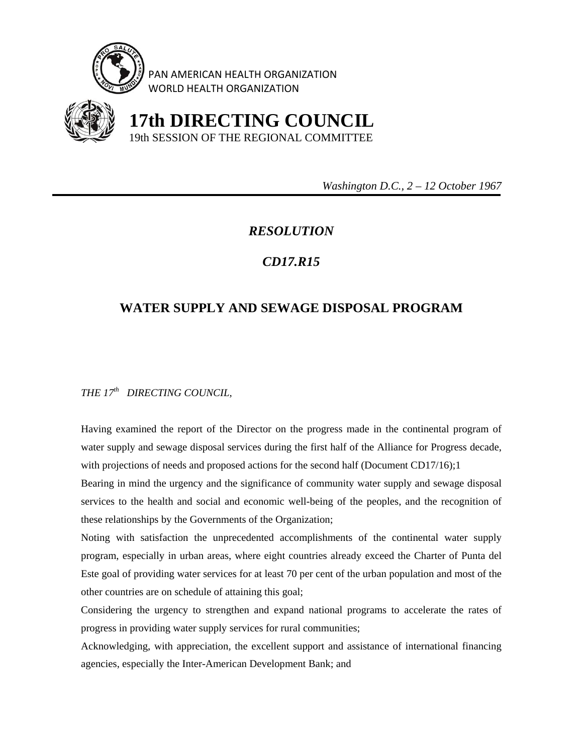PAN AMERICAN HEALTH ORGANIZATION
WORLD HEALTH ORGANIZATION

# 17th DIRECTING COUNCIL

19th SESSION OF THE REGIONAL COMMITTEE

*Washington D.C., 2 – 12 October 1967*

---

## *RESOLUTION*

## *CD17.R15*

## WATER SUPPLY AND SEWAGE DISPOSAL PROGRAM

*THE 17th DIRECTING COUNCIL,*

Having examined the report of the Director on the progress made in the continental program of water supply and sewage disposal services during the first half of the Alliance for Progress decade, with projections of needs and proposed actions for the second half (Document CD17/16);[1]

Bearing in mind the urgency and the significance of community water supply and sewage disposal services to the health and social and economic well-being of the peoples, and the recognition of these relationships by the Governments of the Organization;

Noting with satisfaction the unprecedented accomplishments of the continental water supply program, especially in urban areas, where eight countries already exceed the Charter of Punta del Este goal of providing water services for at least 70 per cent of the urban population and most of the other countries are on schedule of attaining this goal;

Considering the urgency to strengthen and expand national programs to accelerate the rates of progress in providing water supply services for rural communities;

Acknowledging, with appreciation, the excellent support and assistance of international financing agencies, especially the Inter-American Development Bank; and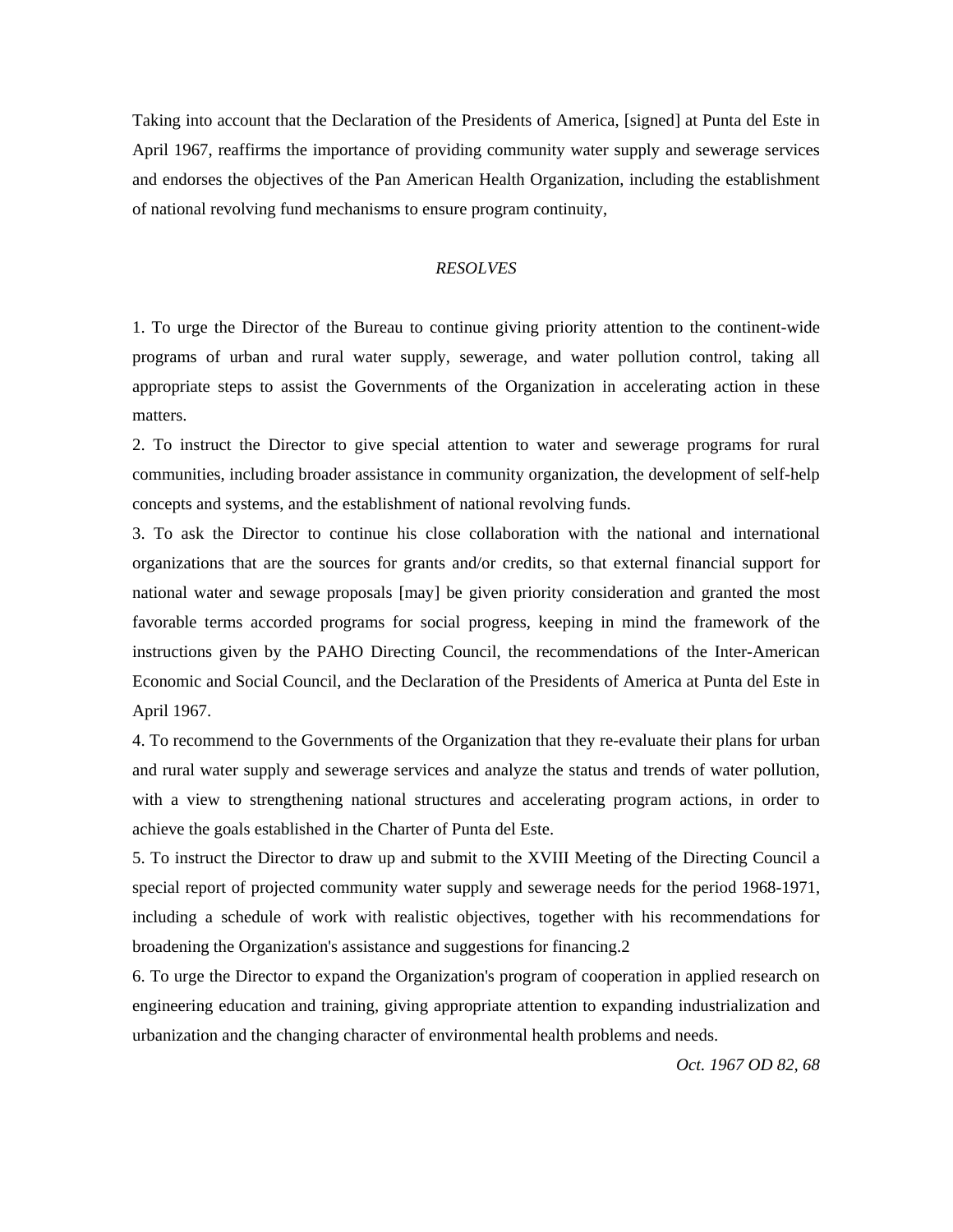Taking into account that the Declaration of the Presidents of America, [signed] at Punta del Este in April 1967, reaffirms the importance of providing community water supply and sewerage services and endorses the objectives of the Pan American Health Organization, including the establishment of national revolving fund mechanisms to ensure program continuity,

*RESOLVES*

1. To urge the Director of the Bureau to continue giving priority attention to the continent-wide programs of urban and rural water supply, sewerage, and water pollution control, taking all appropriate steps to assist the Governments of the Organization in accelerating action in these matters.
2. To instruct the Director to give special attention to water and sewerage programs for rural communities, including broader assistance in community organization, the development of self-help concepts and systems, and the establishment of national revolving funds.
3. To ask the Director to continue his close collaboration with the national and international organizations that are the sources for grants and/or credits, so that external financial support for national water and sewage proposals [may] be given priority consideration and granted the most favorable terms accorded programs for social progress, keeping in mind the framework of the instructions given by the PAHO Directing Council, the recommendations of the Inter-American Economic and Social Council, and the Declaration of the Presidents of America at Punta del Este in April 1967.
4. To recommend to the Governments of the Organization that they re-evaluate their plans for urban and rural water supply and sewerage services and analyze the status and trends of water pollution, with a view to strengthening national structures and accelerating program actions, in order to achieve the goals established in the Charter of Punta del Este.
5. To instruct the Director to draw up and submit to the XVIII Meeting of the Directing Council a special report of projected community water supply and sewerage needs for the period 1968-1971, including a schedule of work with realistic objectives, together with his recommendations for broadening the Organization's assistance and suggestions for financing.2
6. To urge the Director to expand the Organization's program of cooperation in applied research on engineering education and training, giving appropriate attention to expanding industrialization and urbanization and the changing character of environmental health problems and needs.

*Oct. 1967 OD 82, 68*